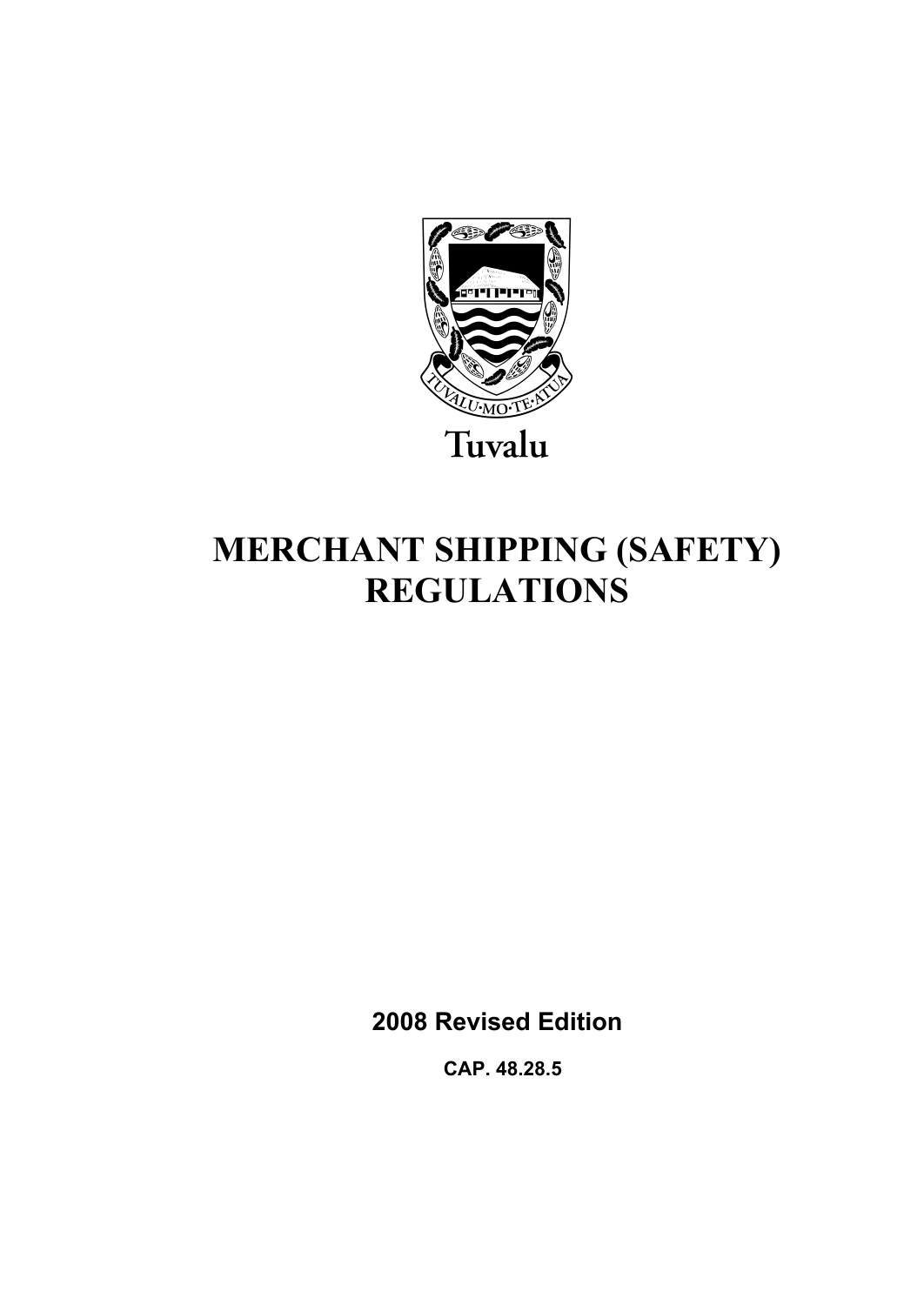Tuvalu

# MERCHANT SHIPPING (SAFETY) REGULATIONS

**2008 Revised Edition**

**CAP. 48.28.5**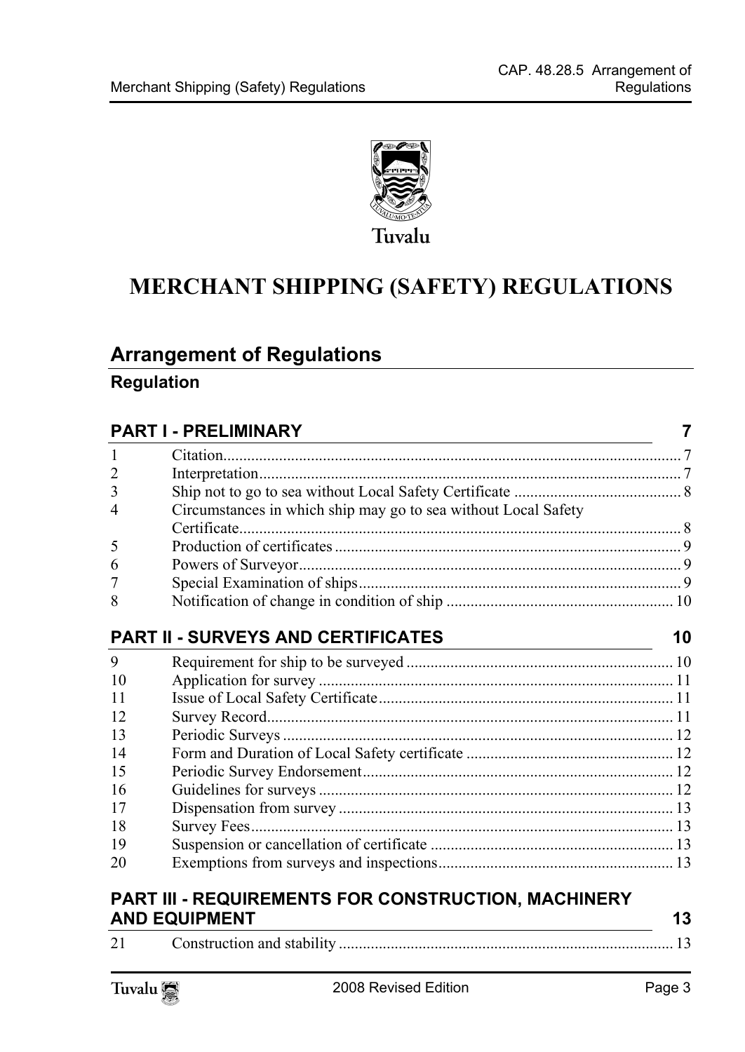Tuvalu

# MERCHANT SHIPPING (SAFETY) REGULATIONS

## Arrangement of Regulations

### Regulation

**PART I - PRELIMINARY** 7

| | | |
|---|---|---|
| 1 | Citation | 7 |
| 2 | Interpretation | 7 |
| 3 | Ship not to go to sea without Local Safety Certificate | 8 |
| 4 | Circumstances in which ship may go to sea without Local Safety Certificate | 8 |
| 5 | Production of certificates | 9 |
| 6 | Powers of Surveyor | 9 |
| 7 | Special Examination of ships | 9 |
| 8 | Notification of change in condition of ship | 10 |

**PART II - SURVEYS AND CERTIFICATES** 10

| | | |
|---|---|---|
| 9 | Requirement for ship to be surveyed | 10 |
| 10 | Application for survey | 11 |
| 11 | Issue of Local Safety Certificate | 11 |
| 12 | Survey Record | 11 |
| 13 | Periodic Surveys | 12 |
| 14 | Form and Duration of Local Safety certificate | 12 |
| 15 | Periodic Survey Endorsement | 12 |
| 16 | Guidelines for surveys | 12 |
| 17 | Dispensation from survey | 13 |
| 18 | Survey Fees | 13 |
| 19 | Suspension or cancellation of certificate | 13 |
| 20 | Exemptions from surveys and inspections | 13 |

**PART III - REQUIREMENTS FOR CONSTRUCTION, MACHINERY AND EQUIPMENT** 13

| | | |
|---|---|---|
| 21 | Construction and stability | 13 |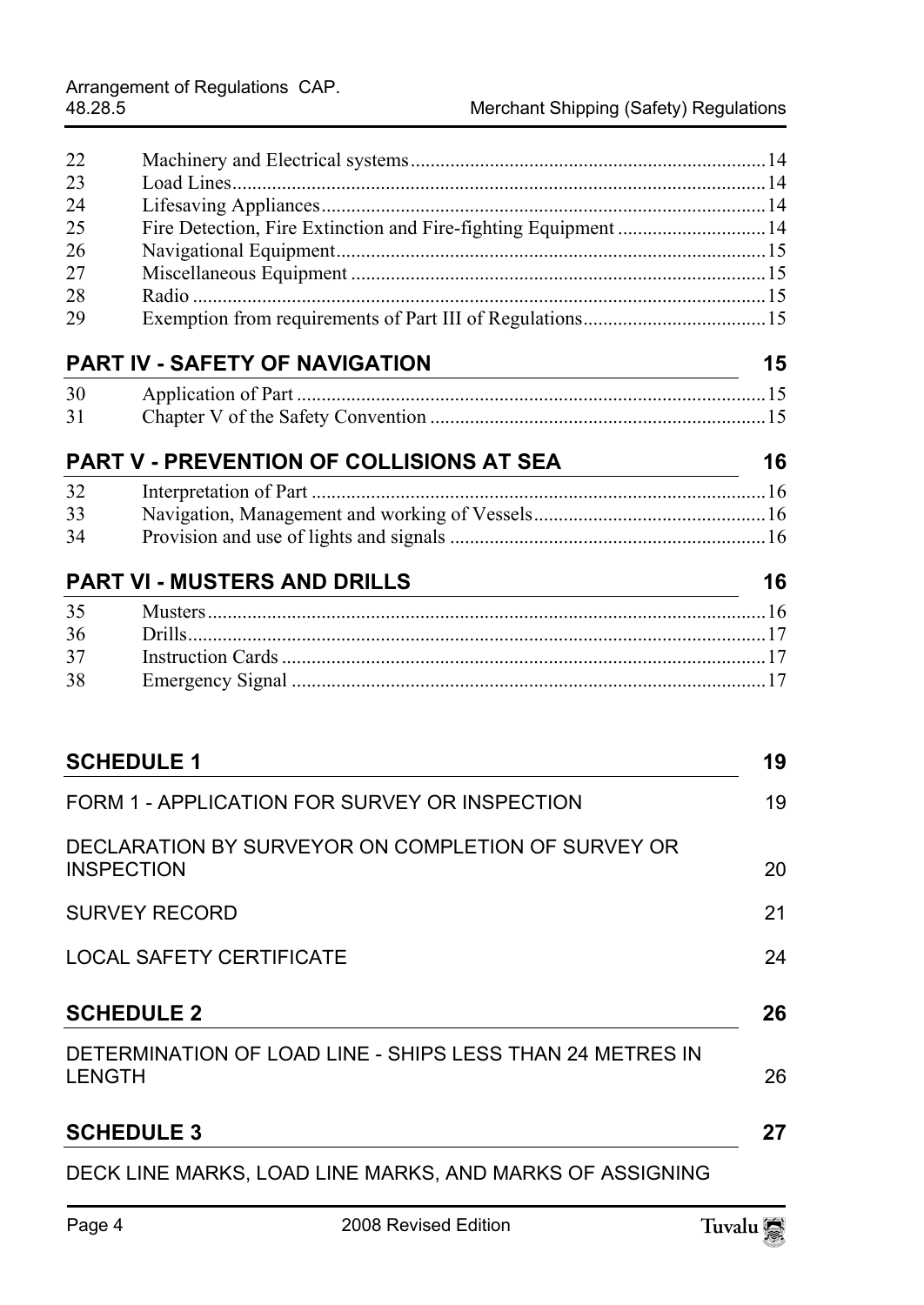| | | |
|---|---|---|
| 22 | Machinery and Electrical systems | 14 |
| 23 | Load Lines | 14 |
| 24 | Lifesaving Appliances | 14 |
| 25 | Fire Detection, Fire Extinction and Fire-fighting Equipment | 14 |
| 26 | Navigational Equipment | 15 |
| 27 | Miscellaneous Equipment | 15 |
| 28 | Radio | 15 |
| 29 | Exemption from requirements of Part III of Regulations | 15 |

## PART IV - SAFETY OF NAVIGATION 15

| | | |
|---|---|---|
| 30 | Application of Part | 15 |
| 31 | Chapter V of the Safety Convention | 15 |

## PART V - PREVENTION OF COLLISIONS AT SEA 16

| | | |
|---|---|---|
| 32 | Interpretation of Part | 16 |
| 33 | Navigation, Management and working of Vessels | 16 |
| 34 | Provision and use of lights and signals | 16 |

## PART VI - MUSTERS AND DRILLS 16

| | | |
|---|---|---|
| 35 | Musters | 16 |
| 36 | Drills | 17 |
| 37 | Instruction Cards | 17 |
| 38 | Emergency Signal | 17 |

## SCHEDULE 1 19

FORM 1 - APPLICATION FOR SURVEY OR INSPECTION 19

DECLARATION BY SURVEYOR ON COMPLETION OF SURVEY OR INSPECTION 20

SURVEY RECORD 21

LOCAL SAFETY CERTIFICATE 24

## SCHEDULE 2 26

DETERMINATION OF LOAD LINE - SHIPS LESS THAN 24 METRES IN LENGTH 26

## SCHEDULE 3 27

DECK LINE MARKS, LOAD LINE MARKS, AND MARKS OF ASSIGNING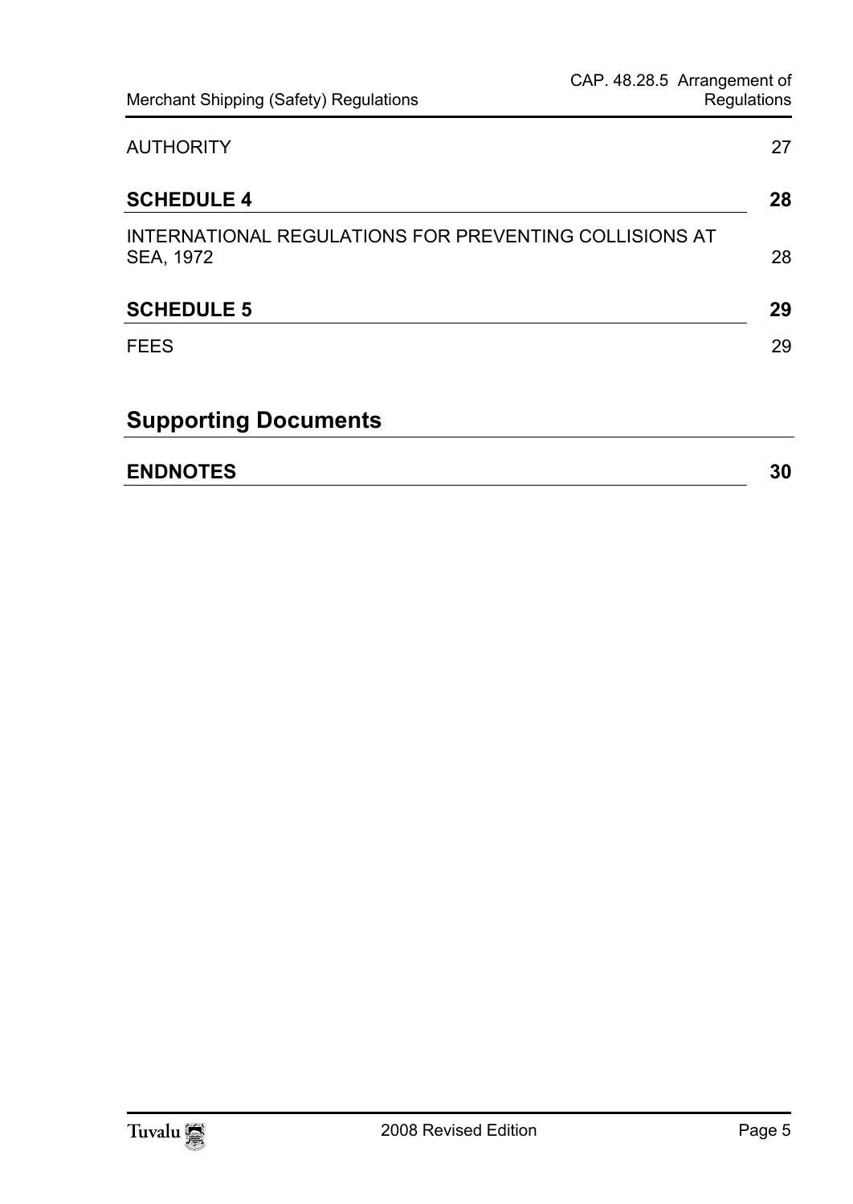AUTHORITY 27

**SCHEDULE 4** **28**

INTERNATIONAL REGULATIONS FOR PREVENTING COLLISIONS AT SEA, 1972 28

**SCHEDULE 5** **29**

FEES 29

## Supporting Documents

**ENDNOTES** **30**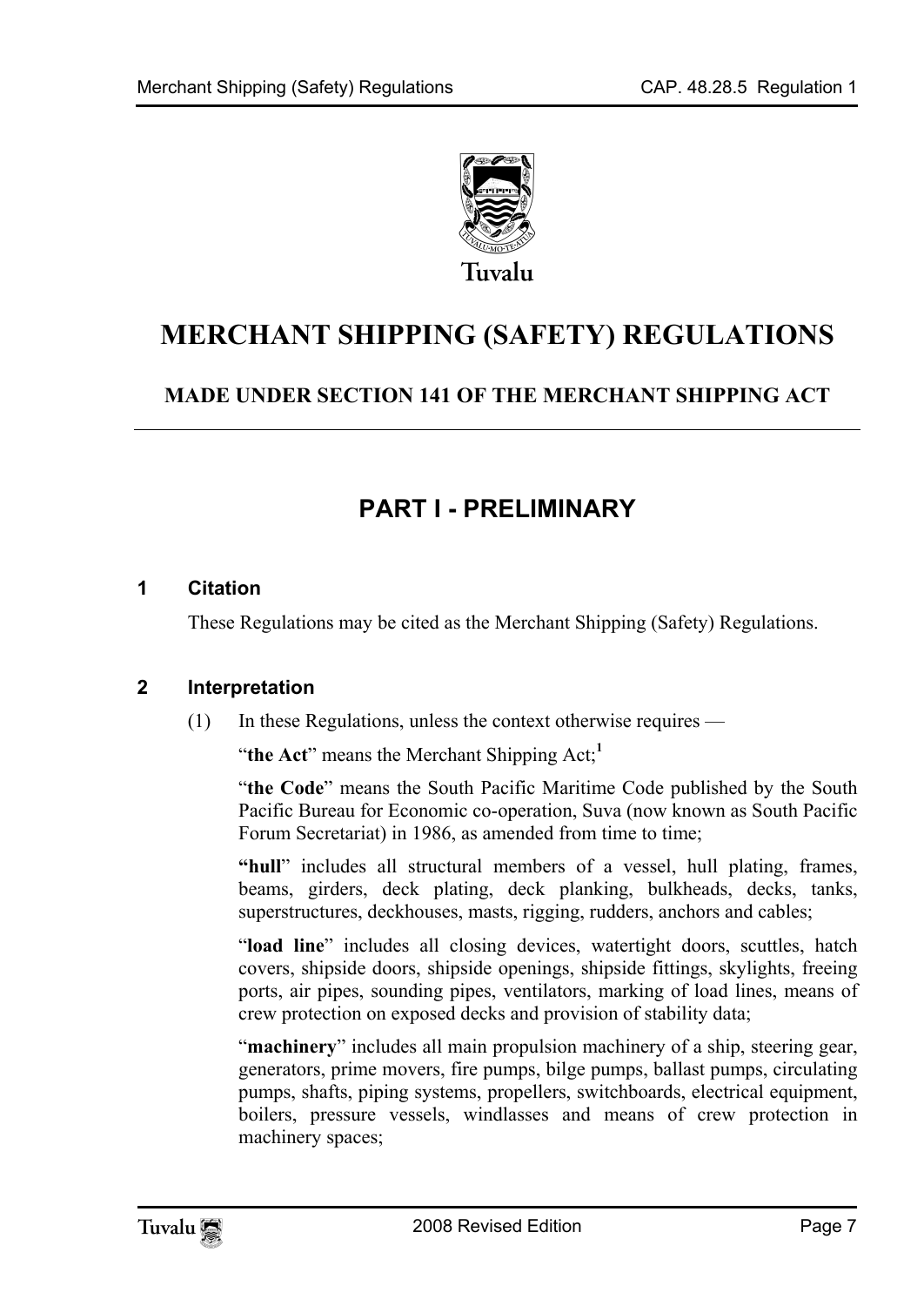# MERCHANT SHIPPING (SAFETY) REGULATIONS

## MADE UNDER SECTION 141 OF THE MERCHANT SHIPPING ACT

## PART I - PRELIMINARY

### 1 Citation

These Regulations may be cited as the Merchant Shipping (Safety) Regulations.

### 2 Interpretation

(1) In these Regulations, unless the context otherwise requires —

"**the Act**" means the Merchant Shipping Act;[1]

"**the Code**" means the South Pacific Maritime Code published by the South Pacific Bureau for Economic co-operation, Suva (now known as South Pacific Forum Secretariat) in 1986, as amended from time to time;

"**hull**" includes all structural members of a vessel, hull plating, frames, beams, girders, deck plating, deck planking, bulkheads, decks, tanks, superstructures, deckhouses, masts, rigging, rudders, anchors and cables;

"**load line**" includes all closing devices, watertight doors, scuttles, hatch covers, shipside doors, shipside openings, shipside fittings, skylights, freeing ports, air pipes, sounding pipes, ventilators, marking of load lines, means of crew protection on exposed decks and provision of stability data;

"**machinery**" includes all main propulsion machinery of a ship, steering gear, generators, prime movers, fire pumps, bilge pumps, ballast pumps, circulating pumps, shafts, piping systems, propellers, switchboards, electrical equipment, boilers, pressure vessels, windlasses and means of crew protection in machinery spaces;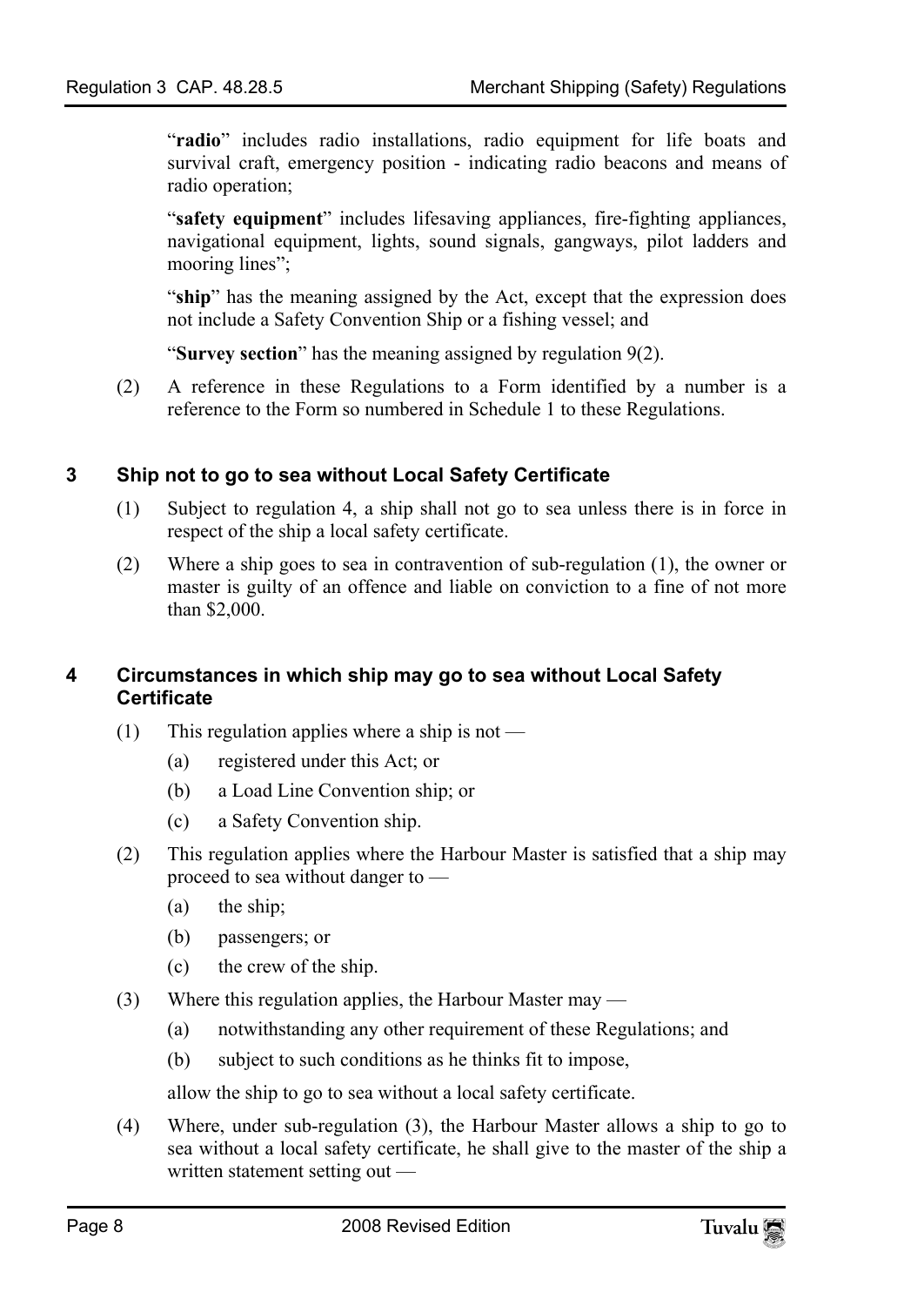"**radio**" includes radio installations, radio equipment for life boats and survival craft, emergency position - indicating radio beacons and means of radio operation;

"**safety equipment**" includes lifesaving appliances, fire-fighting appliances, navigational equipment, lights, sound signals, gangways, pilot ladders and mooring lines";

"**ship**" has the meaning assigned by the Act, except that the expression does not include a Safety Convention Ship or a fishing vessel; and

"**Survey section**" has the meaning assigned by regulation 9(2).

(2) A reference in these Regulations to a Form identified by a number is a reference to the Form so numbered in Schedule 1 to these Regulations.

### 3 Ship not to go to sea without Local Safety Certificate

(1) Subject to regulation 4, a ship shall not go to sea unless there is in force in respect of the ship a local safety certificate.

(2) Where a ship goes to sea in contravention of sub-regulation (1), the owner or master is guilty of an offence and liable on conviction to a fine of not more than $2,000.

### 4 Circumstances in which ship may go to sea without Local Safety Certificate

(1) This regulation applies where a ship is not —

- (a) registered under this Act; or
- (b) a Load Line Convention ship; or
- (c) a Safety Convention ship.

(2) This regulation applies where the Harbour Master is satisfied that a ship may proceed to sea without danger to —

- (a) the ship;
- (b) passengers; or
- (c) the crew of the ship.

(3) Where this regulation applies, the Harbour Master may —

- (a) notwithstanding any other requirement of these Regulations; and
- (b) subject to such conditions as he thinks fit to impose,

allow the ship to go to sea without a local safety certificate.

(4) Where, under sub-regulation (3), the Harbour Master allows a ship to go to sea without a local safety certificate, he shall give to the master of the ship a written statement setting out —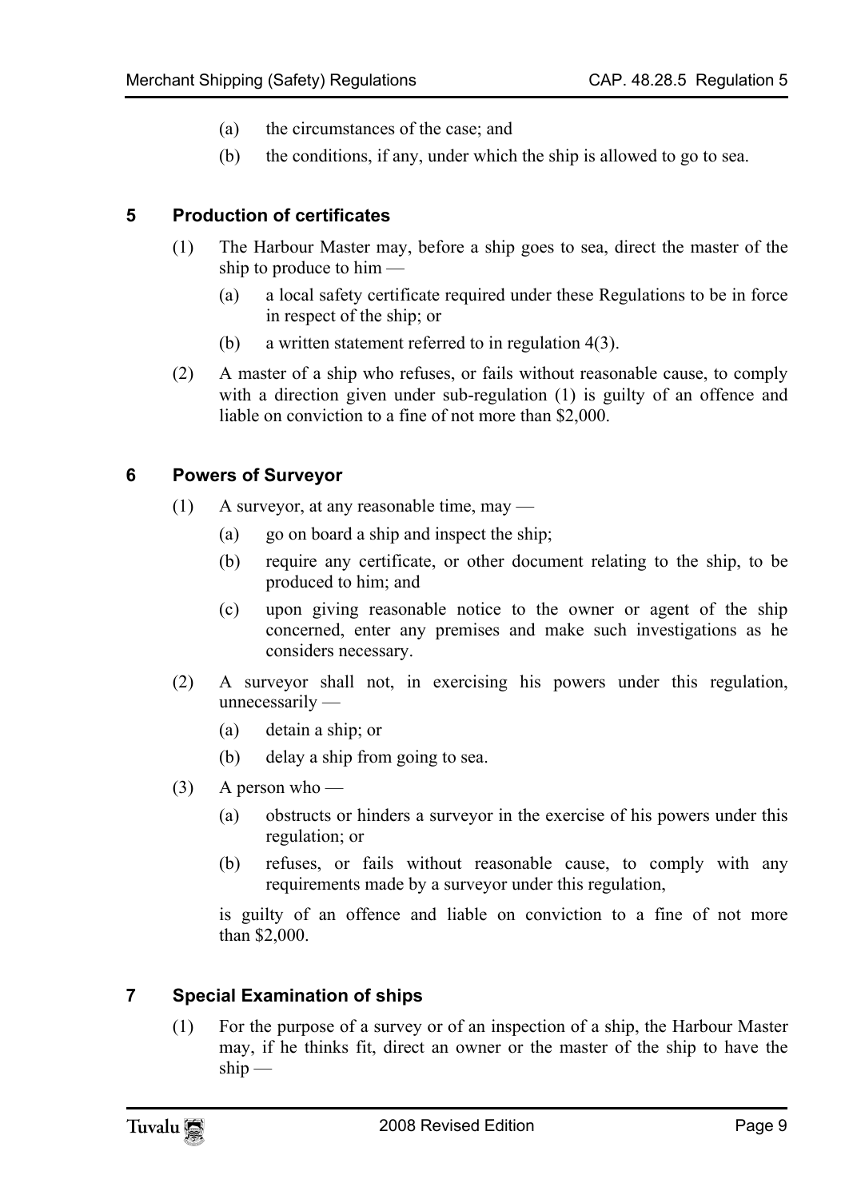(a) the circumstances of the case; and

(b) the conditions, if any, under which the ship is allowed to go to sea.

## 5 Production of certificates

(1) The Harbour Master may, before a ship goes to sea, direct the master of the ship to produce to him —

(a) a local safety certificate required under these Regulations to be in force in respect of the ship; or

(b) a written statement referred to in regulation 4(3).

(2) A master of a ship who refuses, or fails without reasonable cause, to comply with a direction given under sub-regulation (1) is guilty of an offence and liable on conviction to a fine of not more than $2,000.

## 6 Powers of Surveyor

(1) A surveyor, at any reasonable time, may —

(a) go on board a ship and inspect the ship;

(b) require any certificate, or other document relating to the ship, to be produced to him; and

(c) upon giving reasonable notice to the owner or agent of the ship concerned, enter any premises and make such investigations as he considers necessary.

(2) A surveyor shall not, in exercising his powers under this regulation, unnecessarily —

(a) detain a ship; or

(b) delay a ship from going to sea.

(3) A person who —

(a) obstructs or hinders a surveyor in the exercise of his powers under this regulation; or

(b) refuses, or fails without reasonable cause, to comply with any requirements made by a surveyor under this regulation,

is guilty of an offence and liable on conviction to a fine of not more than $2,000.

## 7 Special Examination of ships

(1) For the purpose of a survey or of an inspection of a ship, the Harbour Master may, if he thinks fit, direct an owner or the master of the ship to have the ship —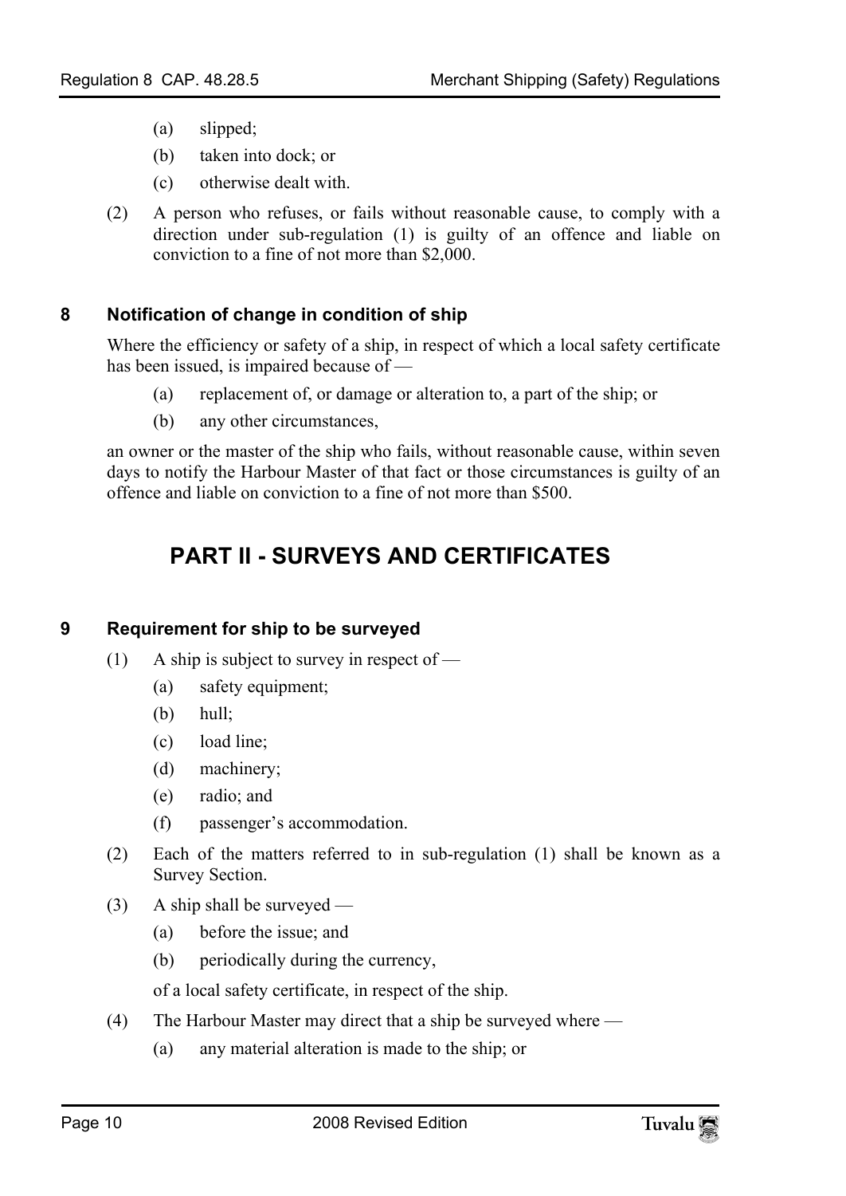(a) slipped;

(b) taken into dock; or

(c) otherwise dealt with.

(2) A person who refuses, or fails without reasonable cause, to comply with a direction under sub-regulation (1) is guilty of an offence and liable on conviction to a fine of not more than $2,000.

### 8 Notification of change in condition of ship

Where the efficiency or safety of a ship, in respect of which a local safety certificate has been issued, is impaired because of —

(a) replacement of, or damage or alteration to, a part of the ship; or

(b) any other circumstances,

an owner or the master of the ship who fails, without reasonable cause, within seven days to notify the Harbour Master of that fact or those circumstances is guilty of an offence and liable on conviction to a fine of not more than $500.

## PART II - SURVEYS AND CERTIFICATES

### 9 Requirement for ship to be surveyed

(1) A ship is subject to survey in respect of —

(a) safety equipment;

(b) hull;

(c) load line;

(d) machinery;

(e) radio; and

(f) passenger's accommodation.

(2) Each of the matters referred to in sub-regulation (1) shall be known as a Survey Section.

(3) A ship shall be surveyed —

(a) before the issue; and

(b) periodically during the currency,

of a local safety certificate, in respect of the ship.

(4) The Harbour Master may direct that a ship be surveyed where —

(a) any material alteration is made to the ship; or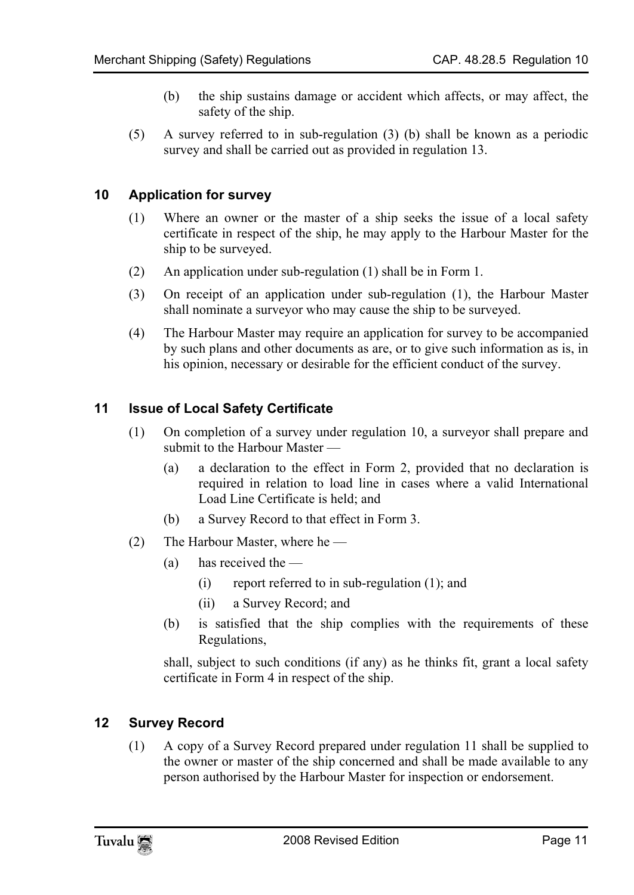(b) the ship sustains damage or accident which affects, or may affect, the safety of the ship.

(5) A survey referred to in sub-regulation (3) (b) shall be known as a periodic survey and shall be carried out as provided in regulation 13.

## 10 Application for survey

(1) Where an owner or the master of a ship seeks the issue of a local safety certificate in respect of the ship, he may apply to the Harbour Master for the ship to be surveyed.

(2) An application under sub-regulation (1) shall be in Form 1.

(3) On receipt of an application under sub-regulation (1), the Harbour Master shall nominate a surveyor who may cause the ship to be surveyed.

(4) The Harbour Master may require an application for survey to be accompanied by such plans and other documents as are, or to give such information as is, in his opinion, necessary or desirable for the efficient conduct of the survey.

## 11 Issue of Local Safety Certificate

(1) On completion of a survey under regulation 10, a surveyor shall prepare and submit to the Harbour Master —

(a) a declaration to the effect in Form 2, provided that no declaration is required in relation to load line in cases where a valid International Load Line Certificate is held; and

(b) a Survey Record to that effect in Form 3.

(2) The Harbour Master, where he —

(a) has received the —

(i) report referred to in sub-regulation (1); and

(ii) a Survey Record; and

(b) is satisfied that the ship complies with the requirements of these Regulations,

shall, subject to such conditions (if any) as he thinks fit, grant a local safety certificate in Form 4 in respect of the ship.

## 12 Survey Record

(1) A copy of a Survey Record prepared under regulation 11 shall be supplied to the owner or master of the ship concerned and shall be made available to any person authorised by the Harbour Master for inspection or endorsement.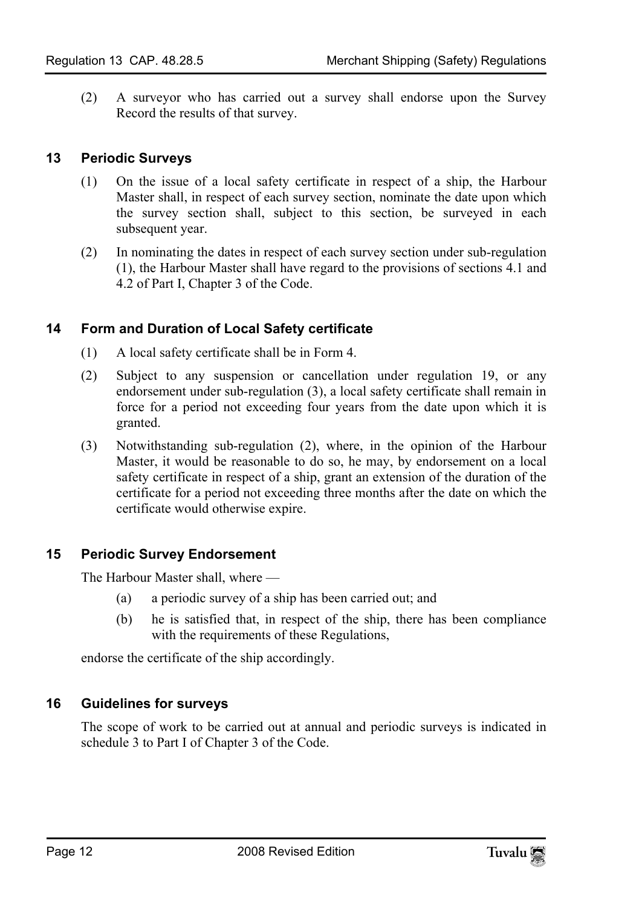(2) A surveyor who has carried out a survey shall endorse upon the Survey Record the results of that survey.

## 13 Periodic Surveys

(1) On the issue of a local safety certificate in respect of a ship, the Harbour Master shall, in respect of each survey section, nominate the date upon which the survey section shall, subject to this section, be surveyed in each subsequent year.

(2) In nominating the dates in respect of each survey section under sub-regulation (1), the Harbour Master shall have regard to the provisions of sections 4.1 and 4.2 of Part I, Chapter 3 of the Code.

## 14 Form and Duration of Local Safety certificate

(1) A local safety certificate shall be in Form 4.

(2) Subject to any suspension or cancellation under regulation 19, or any endorsement under sub-regulation (3), a local safety certificate shall remain in force for a period not exceeding four years from the date upon which it is granted.

(3) Notwithstanding sub-regulation (2), where, in the opinion of the Harbour Master, it would be reasonable to do so, he may, by endorsement on a local safety certificate in respect of a ship, grant an extension of the duration of the certificate for a period not exceeding three months after the date on which the certificate would otherwise expire.

## 15 Periodic Survey Endorsement

The Harbour Master shall, where —

(a) a periodic survey of a ship has been carried out; and

(b) he is satisfied that, in respect of the ship, there has been compliance with the requirements of these Regulations,

endorse the certificate of the ship accordingly.

## 16 Guidelines for surveys

The scope of work to be carried out at annual and periodic surveys is indicated in schedule 3 to Part I of Chapter 3 of the Code.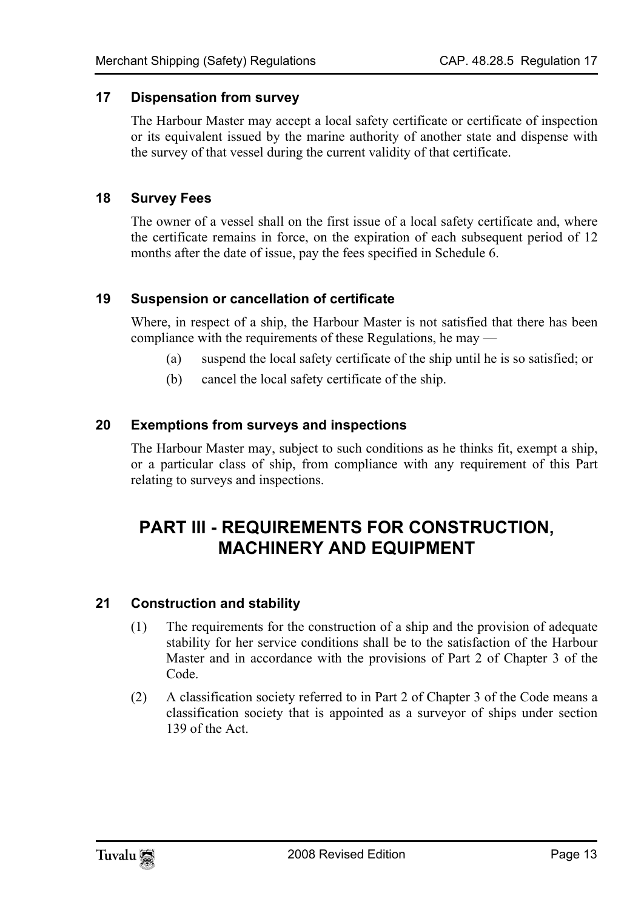### 17 Dispensation from survey

The Harbour Master may accept a local safety certificate or certificate of inspection or its equivalent issued by the marine authority of another state and dispense with the survey of that vessel during the current validity of that certificate.

### 18 Survey Fees

The owner of a vessel shall on the first issue of a local safety certificate and, where the certificate remains in force, on the expiration of each subsequent period of 12 months after the date of issue, pay the fees specified in Schedule 6.

### 19 Suspension or cancellation of certificate

Where, in respect of a ship, the Harbour Master is not satisfied that there has been compliance with the requirements of these Regulations, he may —

(a) suspend the local safety certificate of the ship until he is so satisfied; or

(b) cancel the local safety certificate of the ship.

### 20 Exemptions from surveys and inspections

The Harbour Master may, subject to such conditions as he thinks fit, exempt a ship, or a particular class of ship, from compliance with any requirement of this Part relating to surveys and inspections.

## PART III - REQUIREMENTS FOR CONSTRUCTION, MACHINERY AND EQUIPMENT

### 21 Construction and stability

(1) The requirements for the construction of a ship and the provision of adequate stability for her service conditions shall be to the satisfaction of the Harbour Master and in accordance with the provisions of Part 2 of Chapter 3 of the Code.

(2) A classification society referred to in Part 2 of Chapter 3 of the Code means a classification society that is appointed as a surveyor of ships under section 139 of the Act.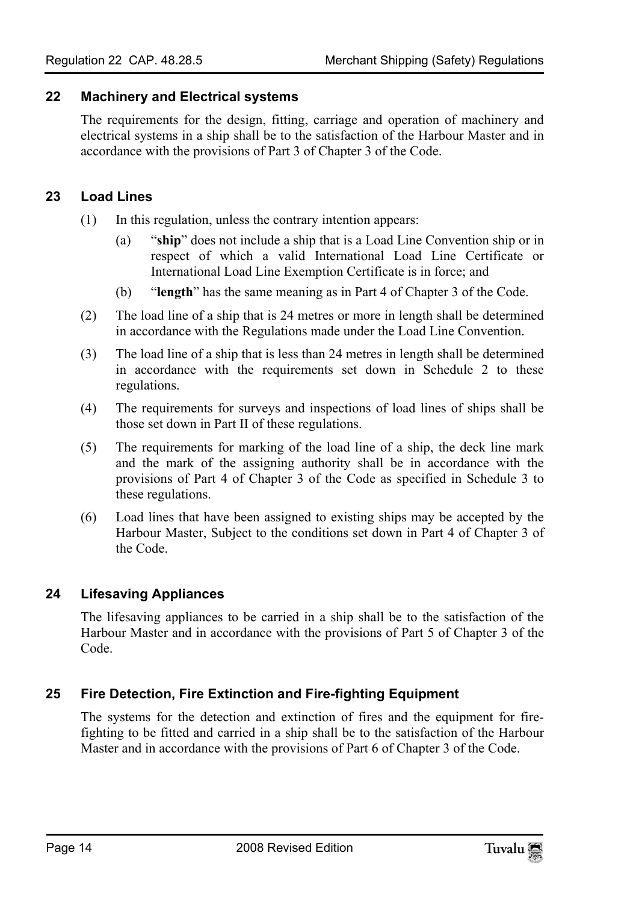## 22 Machinery and Electrical systems

The requirements for the design, fitting, carriage and operation of machinery and electrical systems in a ship shall be to the satisfaction of the Harbour Master and in accordance with the provisions of Part 3 of Chapter 3 of the Code.

## 23 Load Lines

(1) In this regulation, unless the contrary intention appears:

(a) "**ship**" does not include a ship that is a Load Line Convention ship or in respect of which a valid International Load Line Certificate or International Load Line Exemption Certificate is in force; and

(b) "**length**" has the same meaning as in Part 4 of Chapter 3 of the Code.

(2) The load line of a ship that is 24 metres or more in length shall be determined in accordance with the Regulations made under the Load Line Convention.

(3) The load line of a ship that is less than 24 metres in length shall be determined in accordance with the requirements set down in Schedule 2 to these regulations.

(4) The requirements for surveys and inspections of load lines of ships shall be those set down in Part II of these regulations.

(5) The requirements for marking of the load line of a ship, the deck line mark and the mark of the assigning authority shall be in accordance with the provisions of Part 4 of Chapter 3 of the Code as specified in Schedule 3 to these regulations.

(6) Load lines that have been assigned to existing ships may be accepted by the Harbour Master, Subject to the conditions set down in Part 4 of Chapter 3 of the Code.

## 24 Lifesaving Appliances

The lifesaving appliances to be carried in a ship shall be to the satisfaction of the Harbour Master and in accordance with the provisions of Part 5 of Chapter 3 of the Code.

## 25 Fire Detection, Fire Extinction and Fire-fighting Equipment

The systems for the detection and extinction of fires and the equipment for fire-fighting to be fitted and carried in a ship shall be to the satisfaction of the Harbour Master and in accordance with the provisions of Part 6 of Chapter 3 of the Code.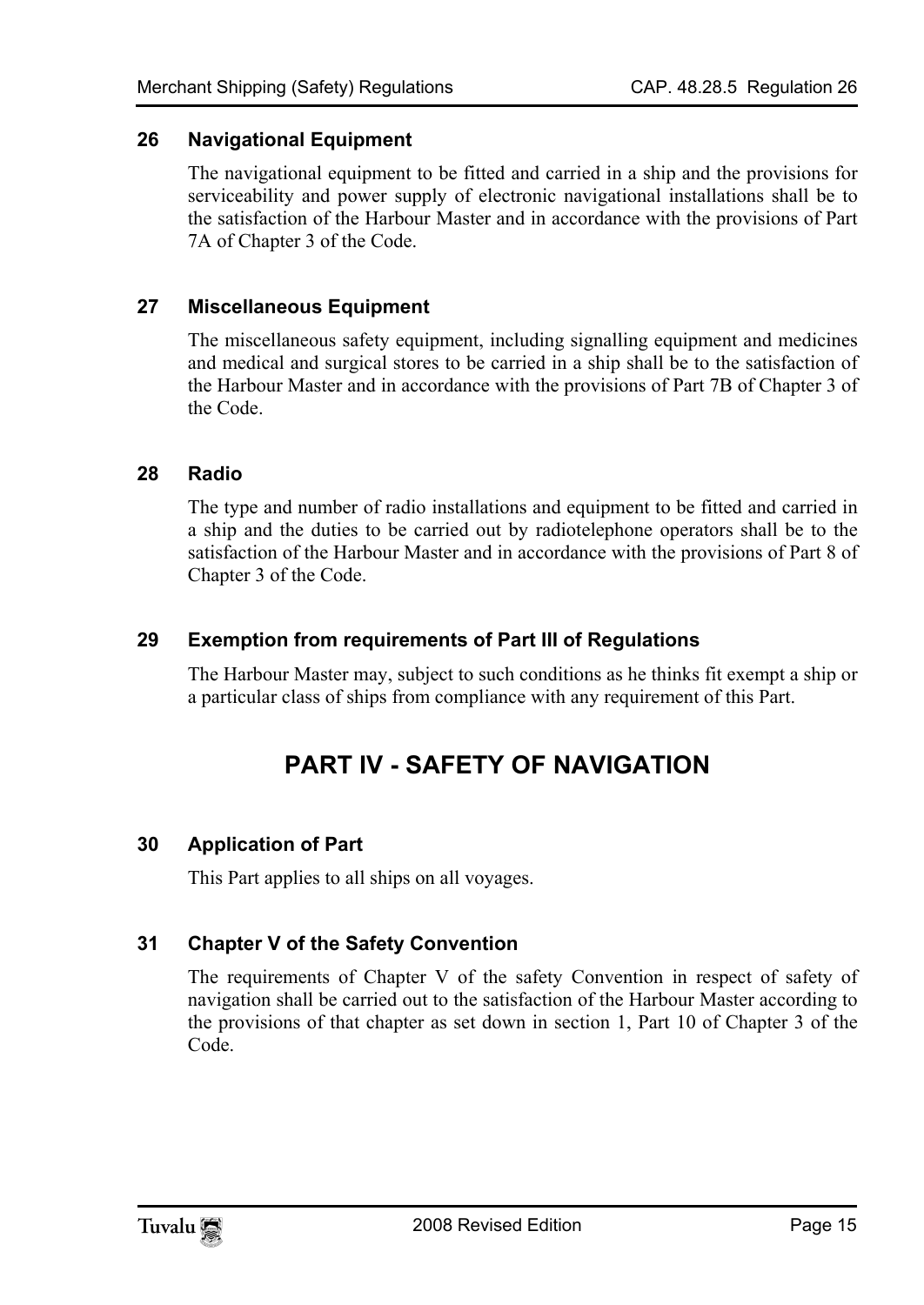### 26 Navigational Equipment

The navigational equipment to be fitted and carried in a ship and the provisions for serviceability and power supply of electronic navigational installations shall be to the satisfaction of the Harbour Master and in accordance with the provisions of Part 7A of Chapter 3 of the Code.

### 27 Miscellaneous Equipment

The miscellaneous safety equipment, including signalling equipment and medicines and medical and surgical stores to be carried in a ship shall be to the satisfaction of the Harbour Master and in accordance with the provisions of Part 7B of Chapter 3 of the Code.

### 28 Radio

The type and number of radio installations and equipment to be fitted and carried in a ship and the duties to be carried out by radiotelephone operators shall be to the satisfaction of the Harbour Master and in accordance with the provisions of Part 8 of Chapter 3 of the Code.

### 29 Exemption from requirements of Part III of Regulations

The Harbour Master may, subject to such conditions as he thinks fit exempt a ship or a particular class of ships from compliance with any requirement of this Part.

## PART IV - SAFETY OF NAVIGATION

### 30 Application of Part

This Part applies to all ships on all voyages.

### 31 Chapter V of the Safety Convention

The requirements of Chapter V of the safety Convention in respect of safety of navigation shall be carried out to the satisfaction of the Harbour Master according to the provisions of that chapter as set down in section 1, Part 10 of Chapter 3 of the Code.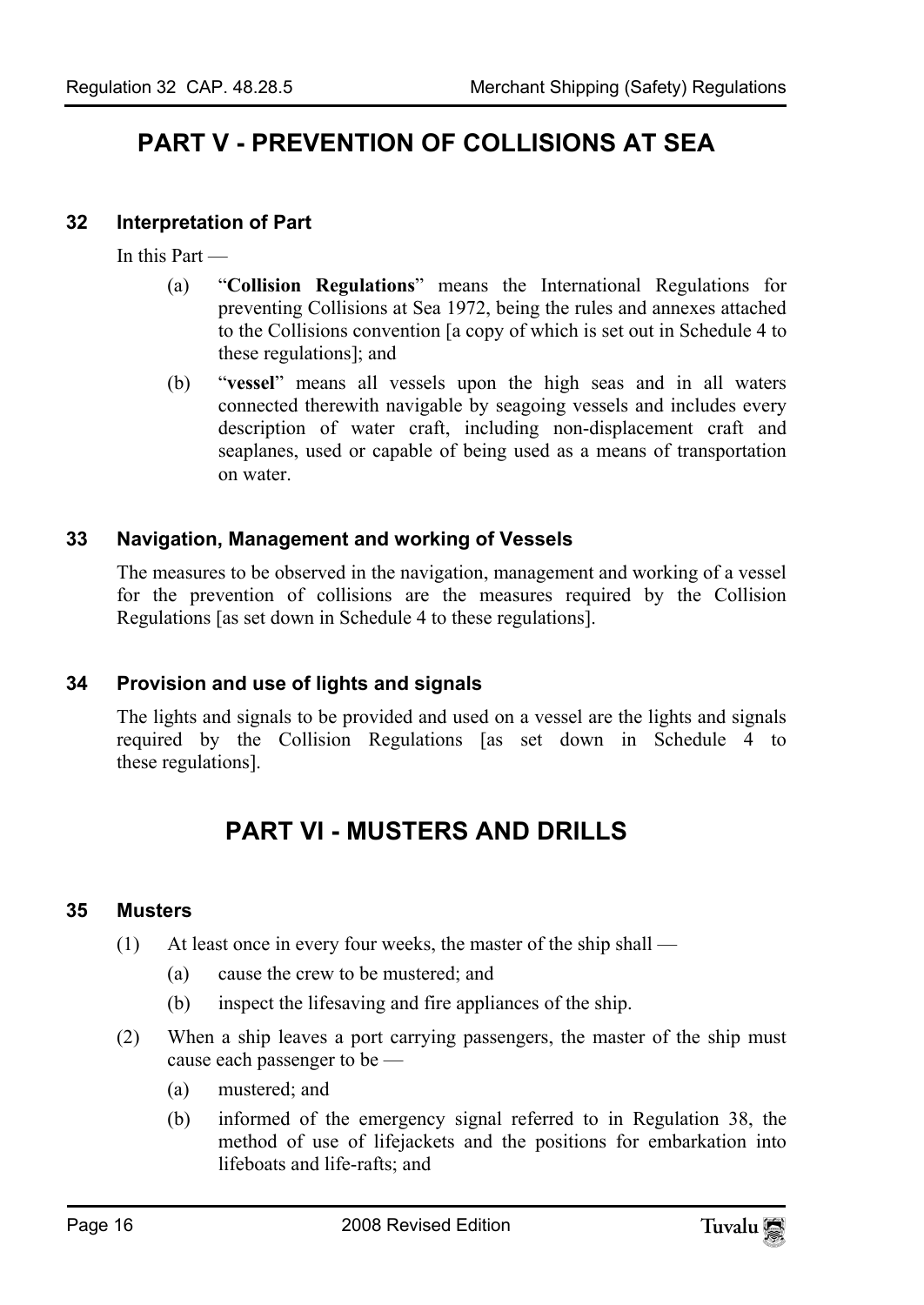# PART V - PREVENTION OF COLLISIONS AT SEA

### 32 Interpretation of Part

In this Part —

(a) "**Collision Regulations**" means the International Regulations for preventing Collisions at Sea 1972, being the rules and annexes attached to the Collisions convention [a copy of which is set out in Schedule 4 to these regulations]; and

(b) "**vessel**" means all vessels upon the high seas and in all waters connected therewith navigable by seagoing vessels and includes every description of water craft, including non-displacement craft and seaplanes, used or capable of being used as a means of transportation on water.

### 33 Navigation, Management and working of Vessels

The measures to be observed in the navigation, management and working of a vessel for the prevention of collisions are the measures required by the Collision Regulations [as set down in Schedule 4 to these regulations].

### 34 Provision and use of lights and signals

The lights and signals to be provided and used on a vessel are the lights and signals required by the Collision Regulations [as set down in Schedule 4 to these regulations].

# PART VI - MUSTERS AND DRILLS

### 35 Musters

(1) At least once in every four weeks, the master of the ship shall —

(a) cause the crew to be mustered; and

(b) inspect the lifesaving and fire appliances of the ship.

(2) When a ship leaves a port carrying passengers, the master of the ship must cause each passenger to be —

(a) mustered; and

(b) informed of the emergency signal referred to in Regulation 38, the method of use of lifejackets and the positions for embarkation into lifeboats and life-rafts; and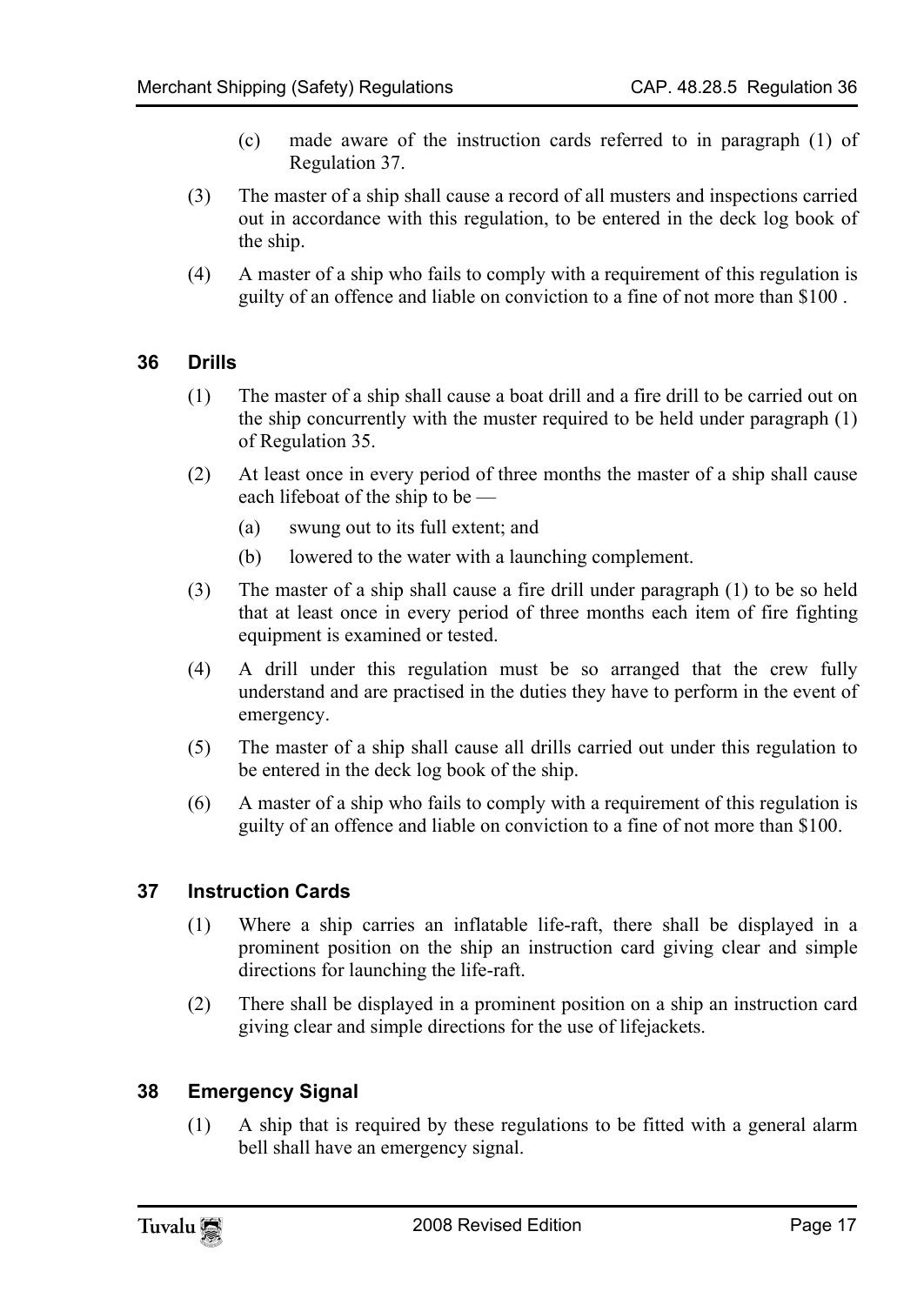(c) made aware of the instruction cards referred to in paragraph (1) of Regulation 37.

(3) The master of a ship shall cause a record of all musters and inspections carried out in accordance with this regulation, to be entered in the deck log book of the ship.

(4) A master of a ship who fails to comply with a requirement of this regulation is guilty of an offence and liable on conviction to a fine of not more than $100 .

## 36 Drills

(1) The master of a ship shall cause a boat drill and a fire drill to be carried out on the ship concurrently with the muster required to be held under paragraph (1) of Regulation 35.

(2) At least once in every period of three months the master of a ship shall cause each lifeboat of the ship to be —

(a) swung out to its full extent; and

(b) lowered to the water with a launching complement.

(3) The master of a ship shall cause a fire drill under paragraph (1) to be so held that at least once in every period of three months each item of fire fighting equipment is examined or tested.

(4) A drill under this regulation must be so arranged that the crew fully understand and are practised in the duties they have to perform in the event of emergency.

(5) The master of a ship shall cause all drills carried out under this regulation to be entered in the deck log book of the ship.

(6) A master of a ship who fails to comply with a requirement of this regulation is guilty of an offence and liable on conviction to a fine of not more than $100.

## 37 Instruction Cards

(1) Where a ship carries an inflatable life-raft, there shall be displayed in a prominent position on the ship an instruction card giving clear and simple directions for launching the life-raft.

(2) There shall be displayed in a prominent position on a ship an instruction card giving clear and simple directions for the use of lifejackets.

## 38 Emergency Signal

(1) A ship that is required by these regulations to be fitted with a general alarm bell shall have an emergency signal.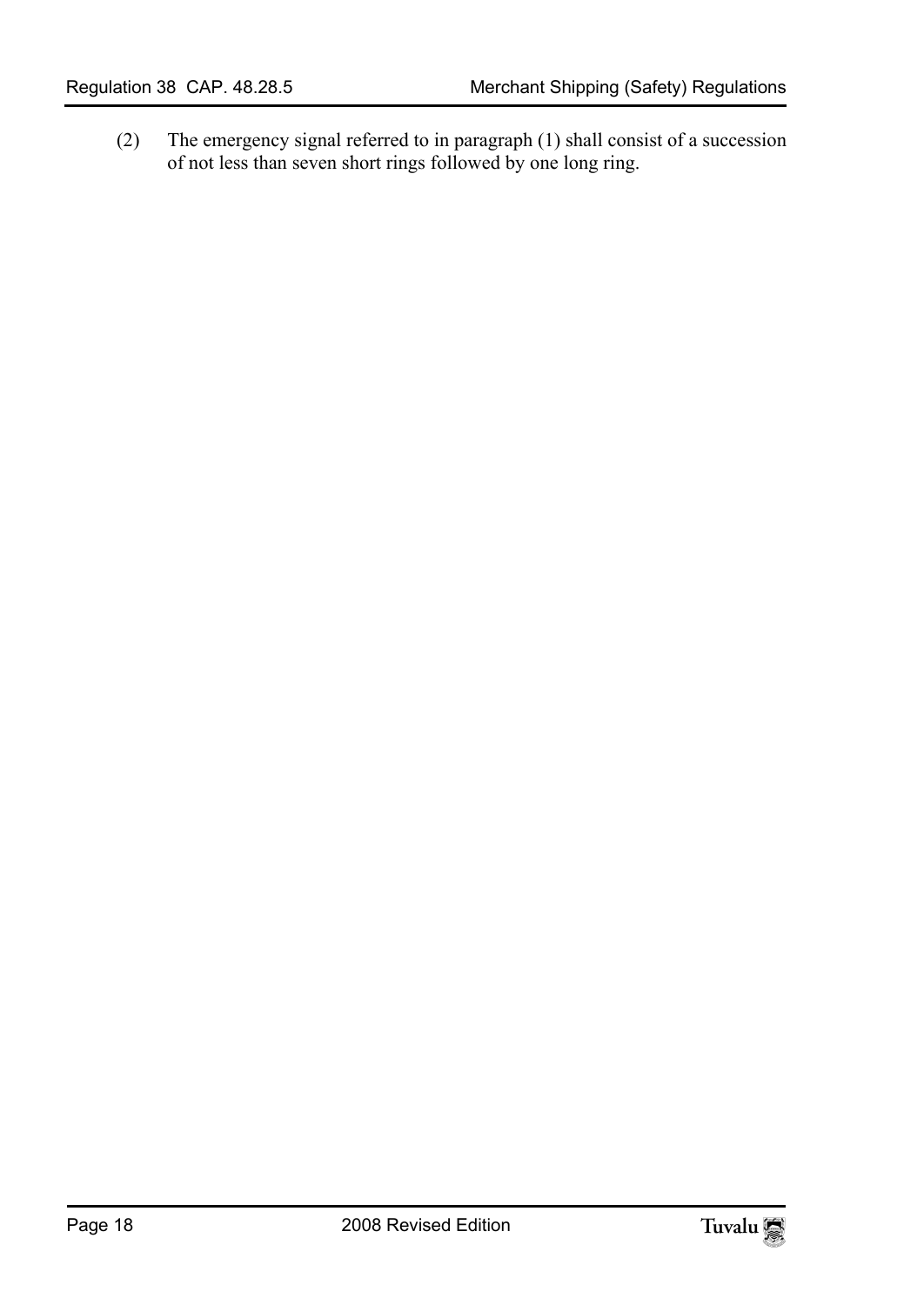(2) The emergency signal referred to in paragraph (1) shall consist of a succession of not less than seven short rings followed by one long ring.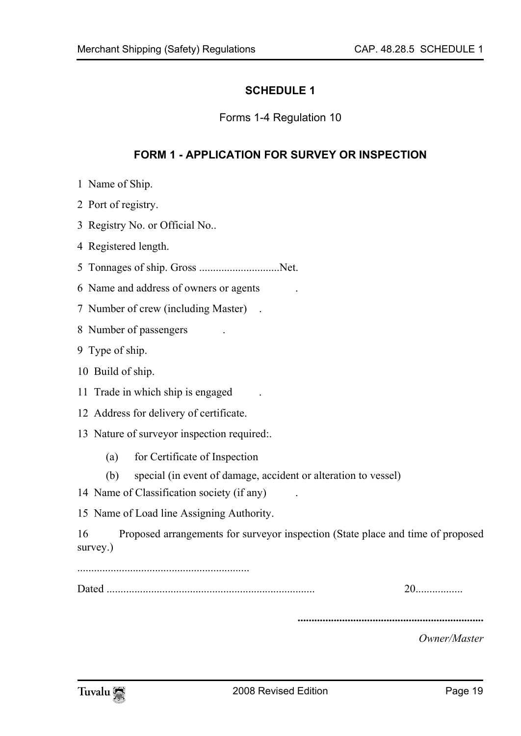## SCHEDULE 1

Forms 1-4 Regulation 10

### FORM 1 - APPLICATION FOR SURVEY OR INSPECTION

1 Name of Ship.

2 Port of registry.

3 Registry No. or Official No..

4 Registered length.

5 Tonnages of ship. Gross .............................Net.

6 Name and address of owners or agents .

7 Number of crew (including Master) .

8 Number of passengers .

9 Type of ship.

10 Build of ship.

11 Trade in which ship is engaged .

12 Address for delivery of certificate.

13 Nature of surveyor inspection required:.

(a) for Certificate of Inspection

(b) special (in event of damage, accident or alteration to vessel)

14 Name of Classification society (if any) .

15 Name of Load line Assigning Authority.

16 Proposed arrangements for surveyor inspection (State place and time of proposed survey.)

..............................................................

Dated .......................................................................... 20.................

**..................................................................**

*Owner/Master*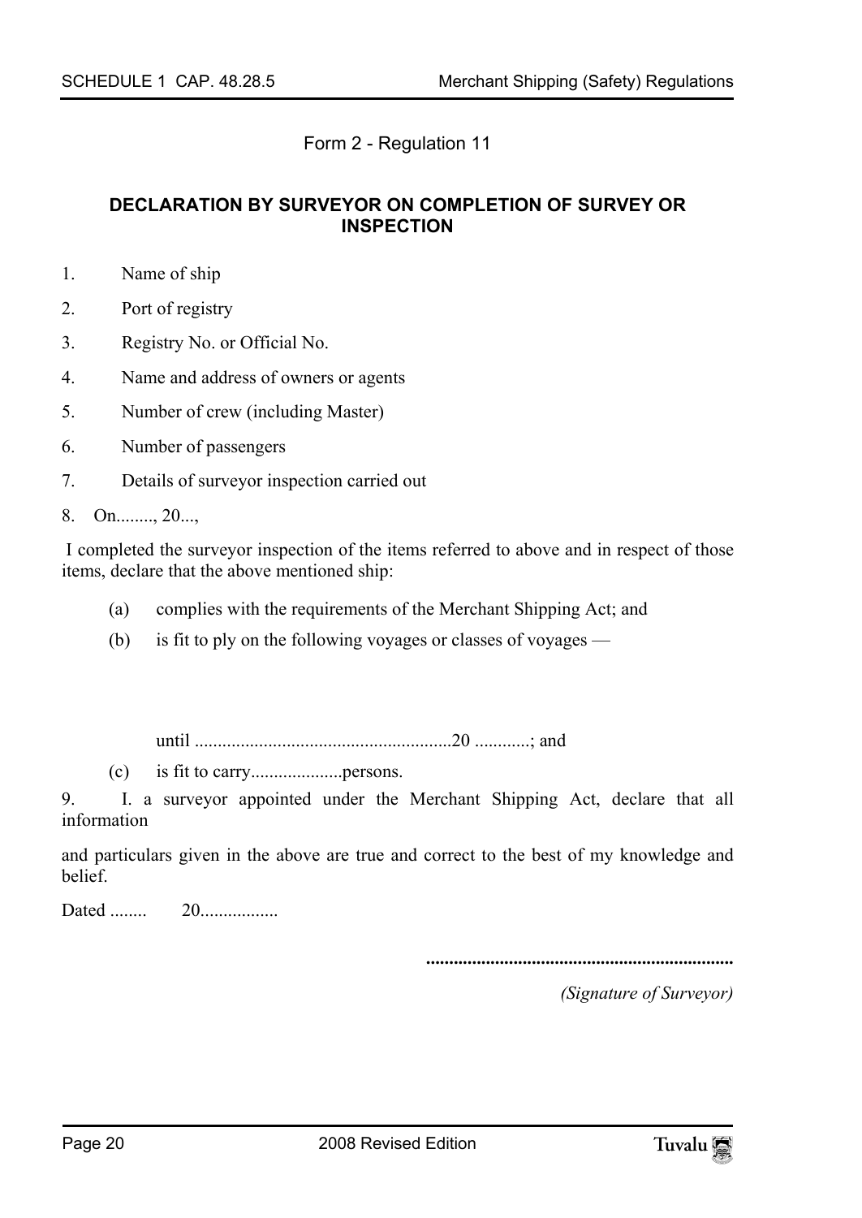Form 2 - Regulation 11

## DECLARATION BY SURVEYOR ON COMPLETION OF SURVEY OR INSPECTION

1. Name of ship
2. Port of registry
3. Registry No. or Official No.
4. Name and address of owners or agents
5. Number of crew (including Master)
6. Number of passengers
7. Details of surveyor inspection carried out
8. On........, 20...,

I completed the surveyor inspection of the items referred to above and in respect of those items, declare that the above mentioned ship:

(a) complies with the requirements of the Merchant Shipping Act; and

(b) is fit to ply on the following voyages or classes of voyages —

until ........................................................20 ............; and

(c) is fit to carry....................persons.

9. I. a surveyor appointed under the Merchant Shipping Act, declare that all information

and particulars given in the above are true and correct to the best of my knowledge and belief.

Dated ........ 20.................

...................................................................

*(Signature of Surveyor)*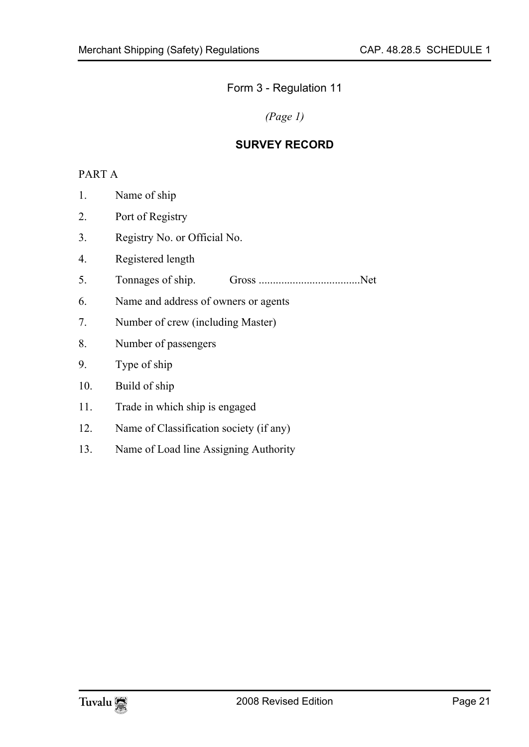Form 3 - Regulation 11

*(Page 1)*

## SURVEY RECORD

PART A

1. Name of ship
2. Port of Registry
3. Registry No. or Official No.
4. Registered length
5. Tonnages of ship. Gross ....................................Net
6. Name and address of owners or agents
7. Number of crew (including Master)
8. Number of passengers
9. Type of ship
10. Build of ship
11. Trade in which ship is engaged
12. Name of Classification society (if any)
13. Name of Load line Assigning Authority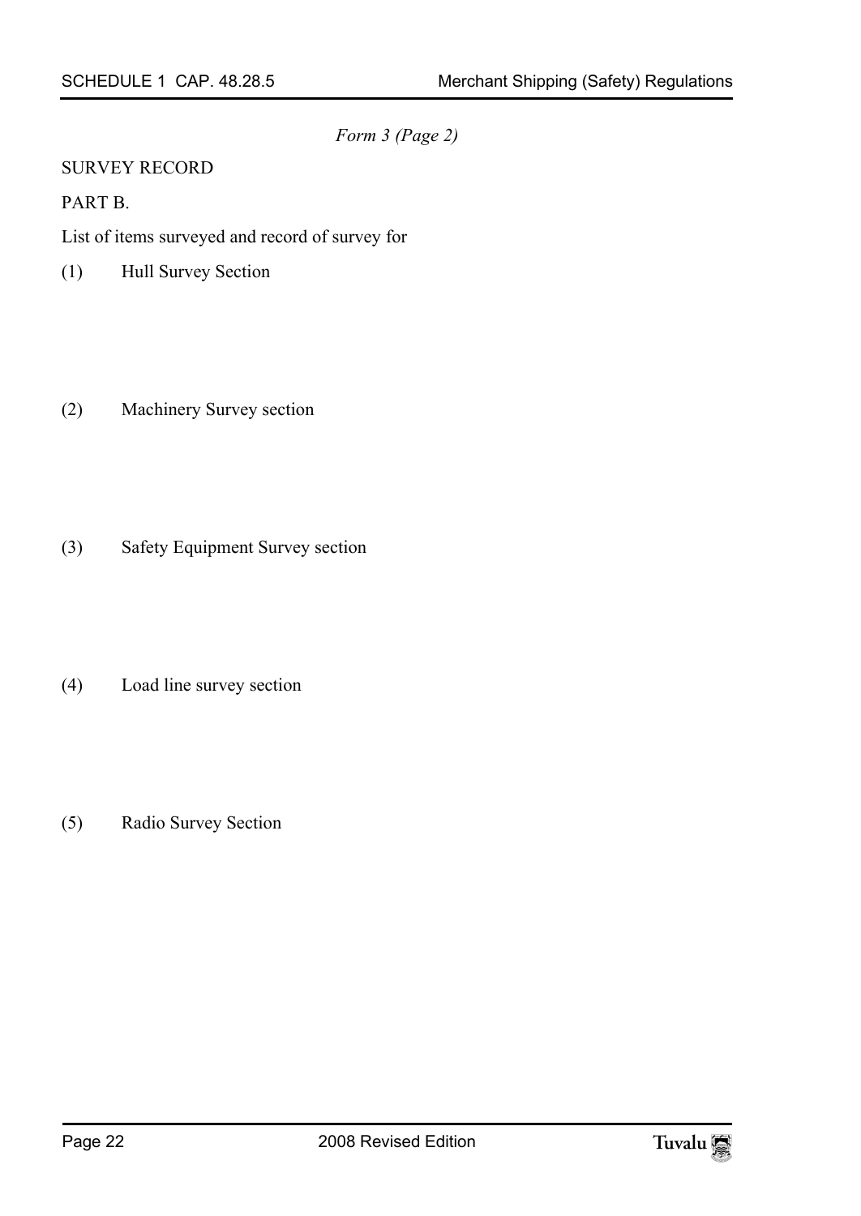*Form 3 (Page 2)*

SURVEY RECORD

PART B.

List of items surveyed and record of survey for

(1) Hull Survey Section

(2) Machinery Survey section

(3) Safety Equipment Survey section

(4) Load line survey section

(5) Radio Survey Section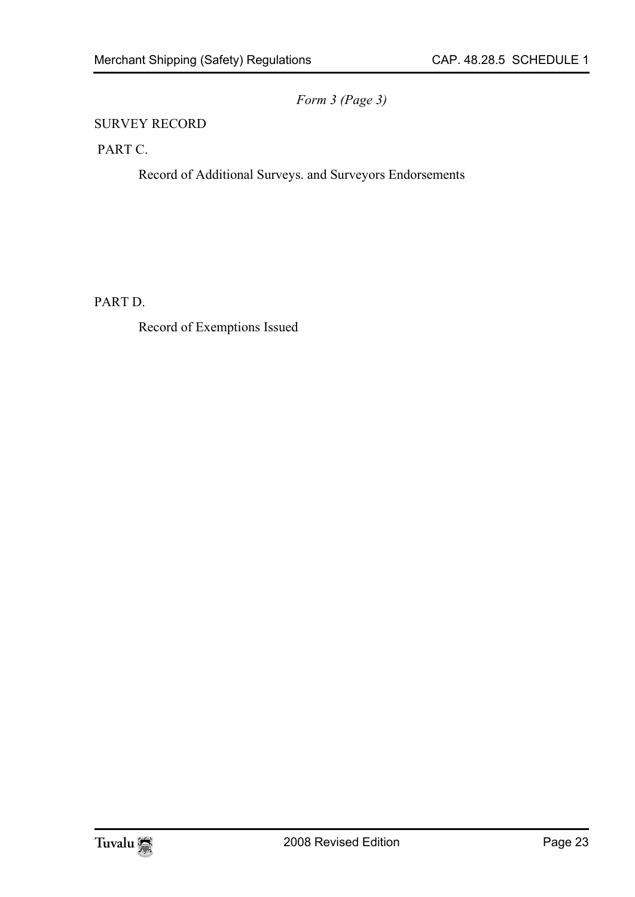*Form 3 (Page 3)*

SURVEY RECORD

PART C.

Record of Additional Surveys. and Surveyors Endorsements

PART D.

Record of Exemptions Issued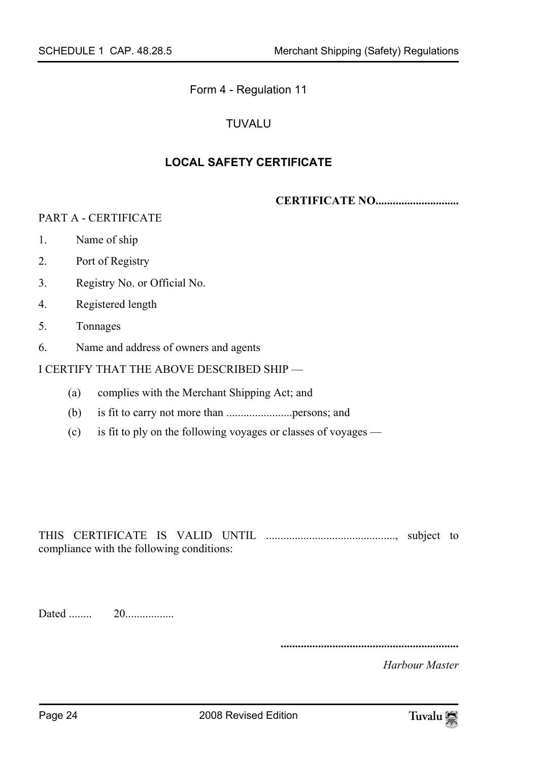Form 4 - Regulation 11

TUVALU

## LOCAL SAFETY CERTIFICATE

**CERTIFICATE NO............................**

PART A - CERTIFICATE

1. Name of ship
2. Port of Registry
3. Registry No. or Official No.
4. Registered length
5. Tonnages
6. Name and address of owners and agents

I CERTIFY THAT THE ABOVE DESCRIBED SHIP —

(a) complies with the Merchant Shipping Act; and

(b) is fit to carry not more than .......................persons; and

(c) is fit to ply on the following voyages or classes of voyages —

THIS CERTIFICATE IS VALID UNTIL ............................................, subject to compliance with the following conditions:

Dated ........ 20.................

..............................................................

*Harbour Master*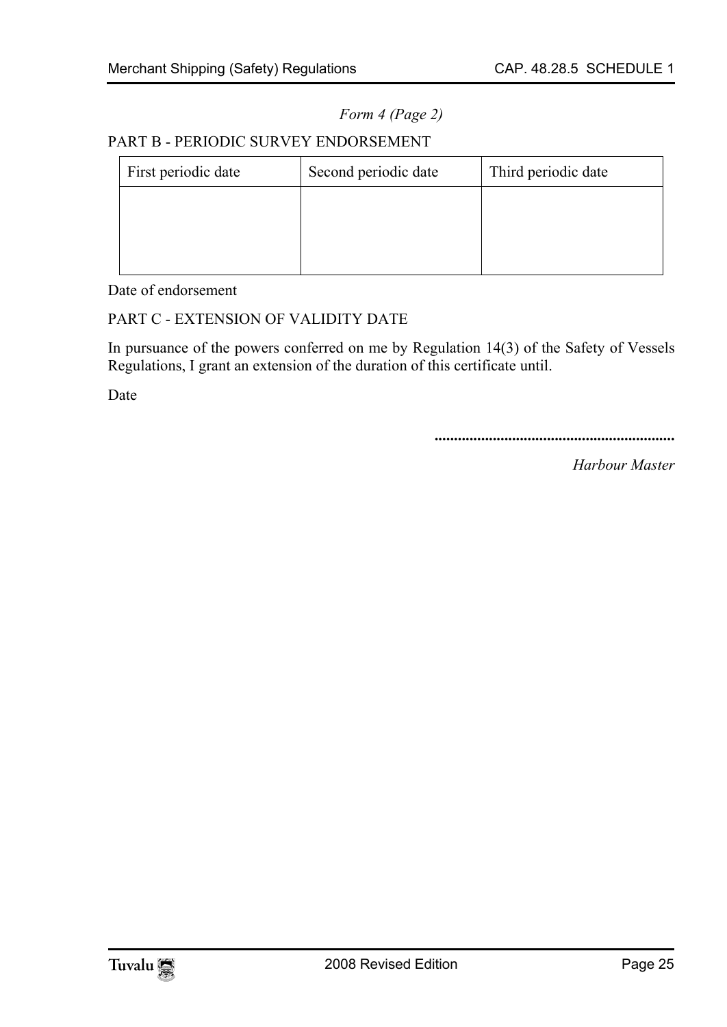*Form 4 (Page 2)*

PART B - PERIODIC SURVEY ENDORSEMENT

| First periodic date | Second periodic date | Third periodic date |
|---|---|---|
| | | |

Date of endorsement

PART C - EXTENSION OF VALIDITY DATE

In pursuance of the powers conferred on me by Regulation 14(3) of the Safety of Vessels Regulations, I grant an extension of the duration of this certificate until.

Date

...............................................................

*Harbour Master*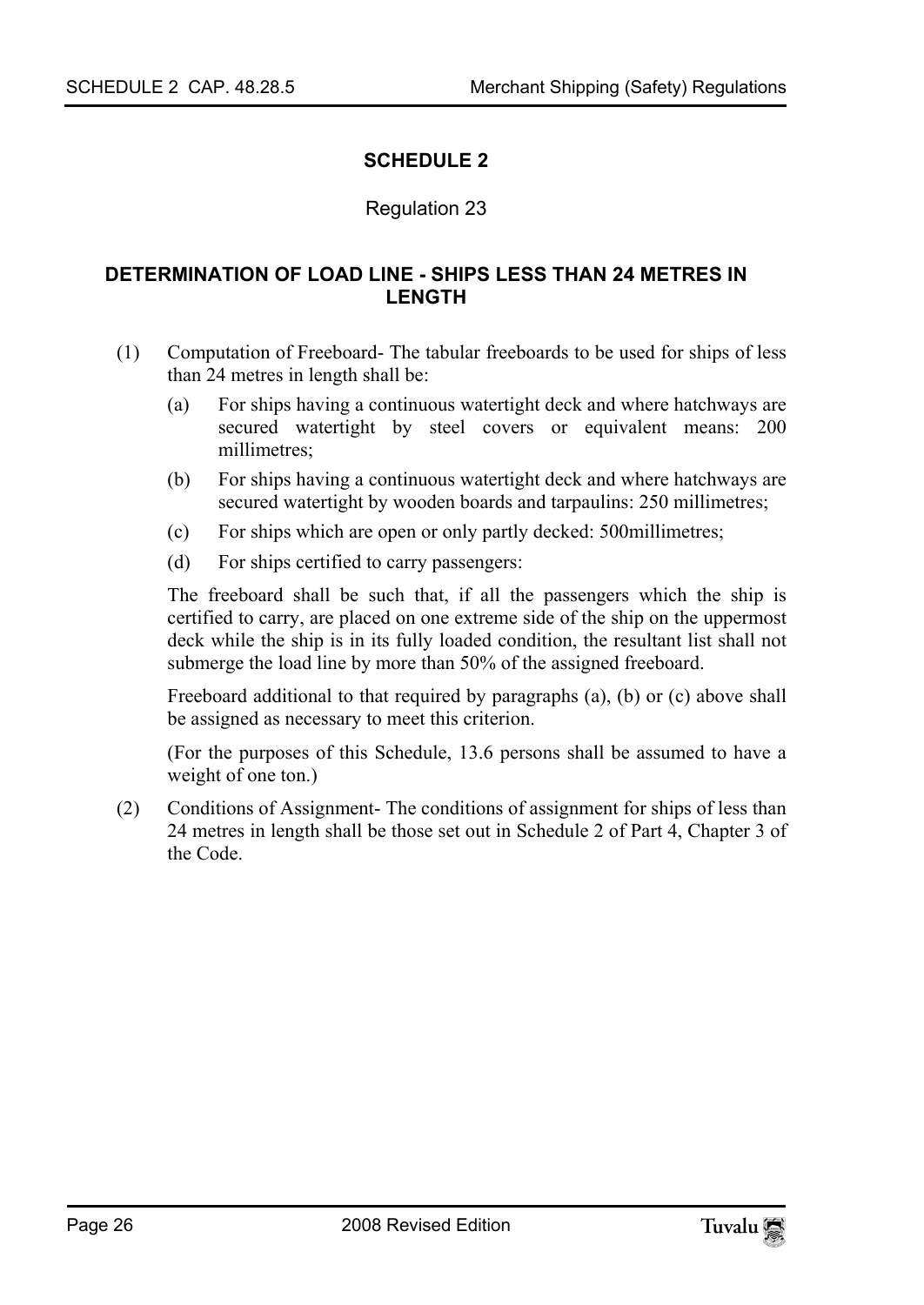# SCHEDULE 2

Regulation 23

## DETERMINATION OF LOAD LINE - SHIPS LESS THAN 24 METRES IN LENGTH

(1) Computation of Freeboard- The tabular freeboards to be used for ships of less than 24 metres in length shall be:

   (a) For ships having a continuous watertight deck and where hatchways are secured watertight by steel covers or equivalent means: 200 millimetres;

   (b) For ships having a continuous watertight deck and where hatchways are secured watertight by wooden boards and tarpaulins: 250 millimetres;

   (c) For ships which are open or only partly decked: 500millimetres;

   (d) For ships certified to carry passengers:

   The freeboard shall be such that, if all the passengers which the ship is certified to carry, are placed on one extreme side of the ship on the uppermost deck while the ship is in its fully loaded condition, the resultant list shall not submerge the load line by more than 50% of the assigned freeboard.

   Freeboard additional to that required by paragraphs (a), (b) or (c) above shall be assigned as necessary to meet this criterion.

   (For the purposes of this Schedule, 13.6 persons shall be assumed to have a weight of one ton.)

(2) Conditions of Assignment- The conditions of assignment for ships of less than 24 metres in length shall be those set out in Schedule 2 of Part 4, Chapter 3 of the Code.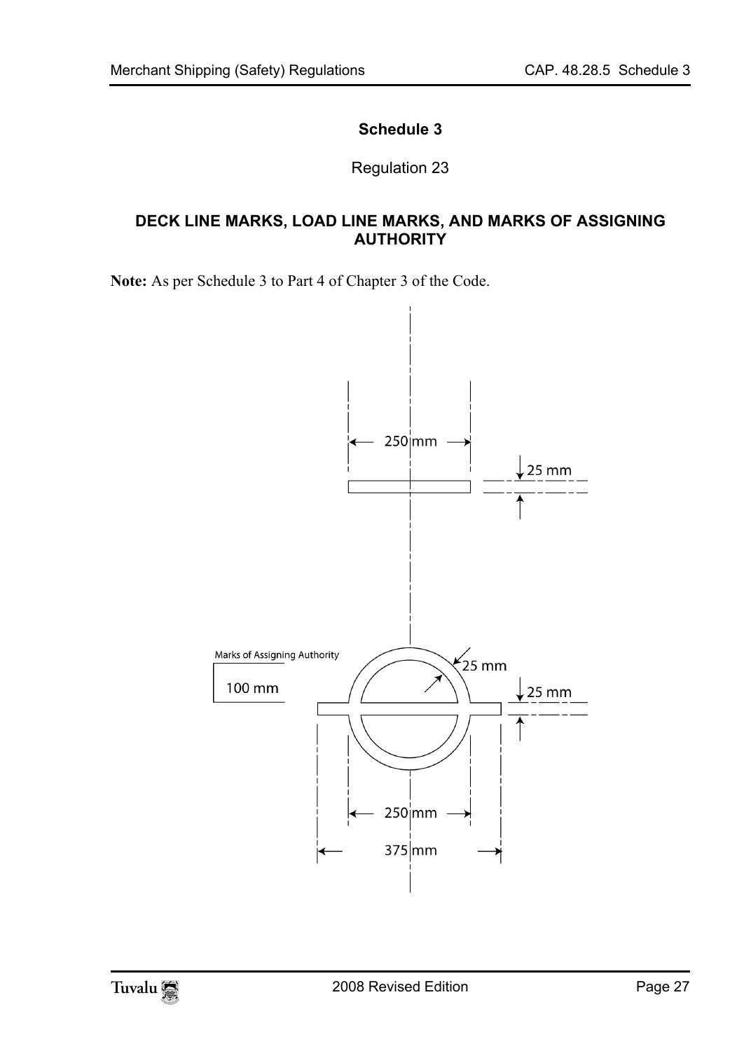# Schedule 3

Regulation 23

## DECK LINE MARKS, LOAD LINE MARKS, AND MARKS OF ASSIGNING AUTHORITY

**Note:** As per Schedule 3 to Part 4 of Chapter 3 of the Code.

250 mm

25 mm

Marks of Assigning Authority

100 mm

25 mm

25 mm

250 mm

375 mm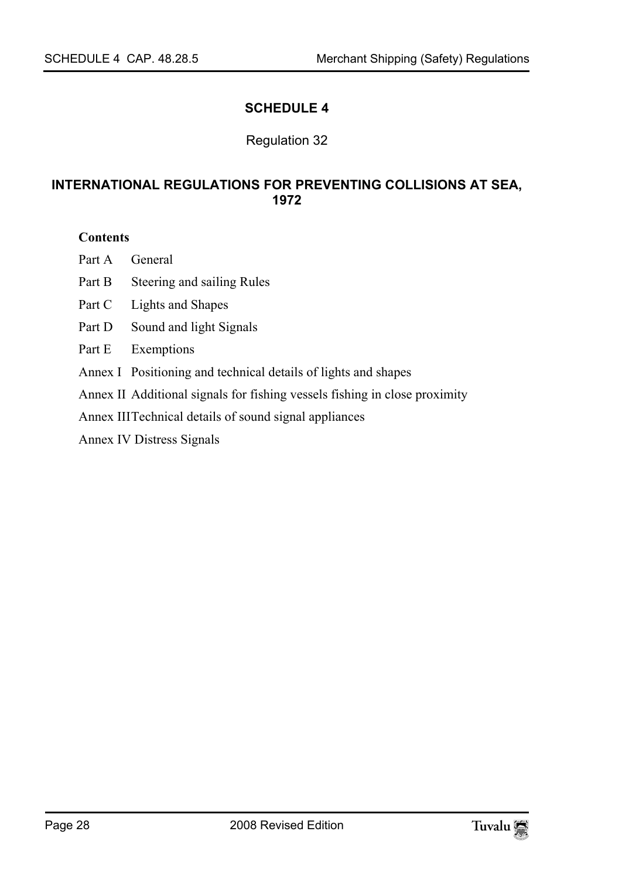# SCHEDULE 4

Regulation 32

## INTERNATIONAL REGULATIONS FOR PREVENTING COLLISIONS AT SEA, 1972

**Contents**

Part A General

Part B Steering and sailing Rules

Part C Lights and Shapes

Part D Sound and light Signals

Part E Exemptions

Annex I Positioning and technical details of lights and shapes

Annex II Additional signals for fishing vessels fishing in close proximity

Annex III Technical details of sound signal appliances

Annex IV Distress Signals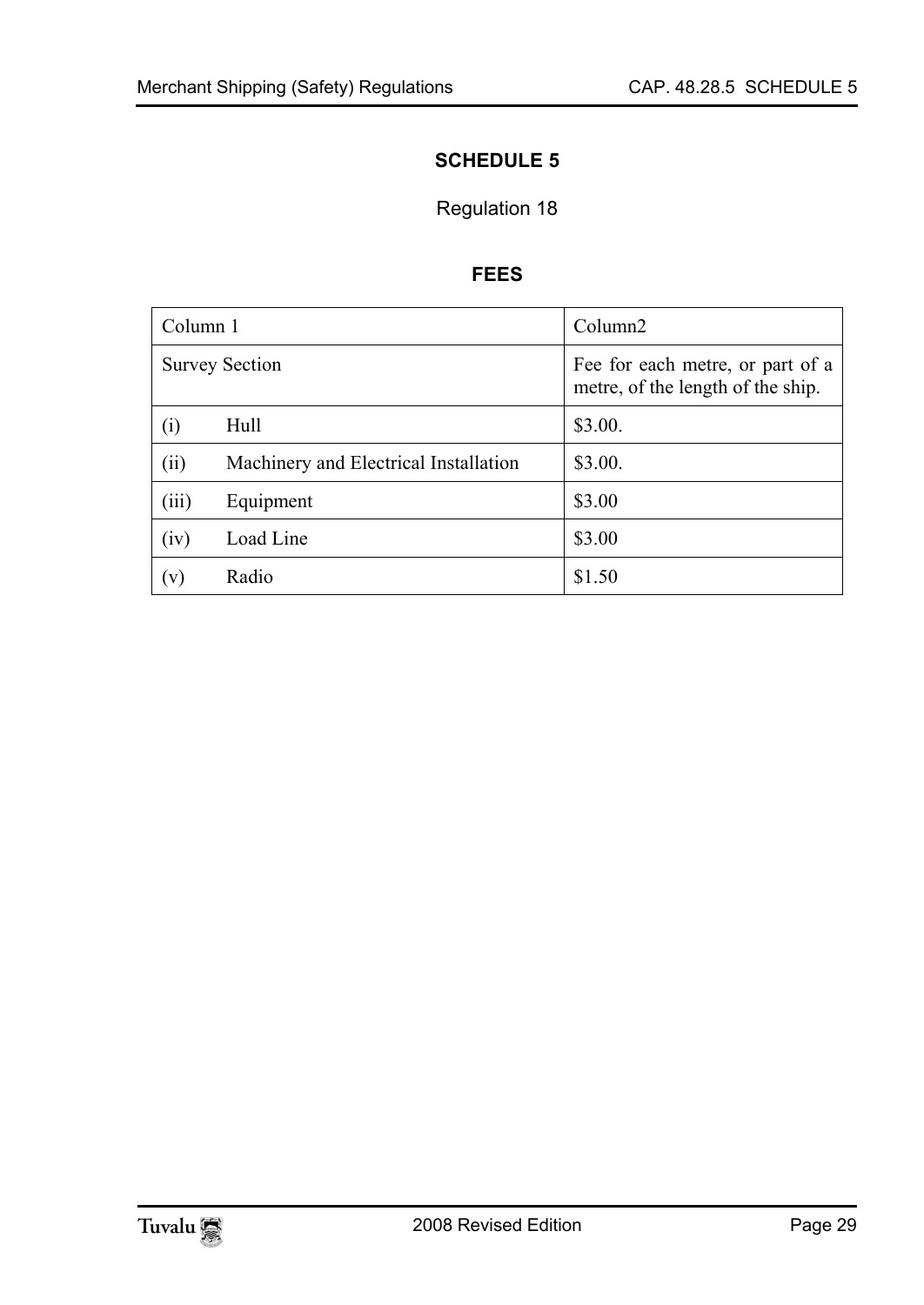# SCHEDULE 5

Regulation 18

## FEES

| Column 1 | Column2 |
|---|---|
| Survey Section | Fee for each metre, or part of a metre, of the length of the ship. |
| (i) Hull | \$3.00. |
| (ii) Machinery and Electrical Installation | \$3.00. |
| (iii) Equipment | \$3.00 |
| (iv) Load Line | \$3.00 |
| (v) Radio | \$1.50 |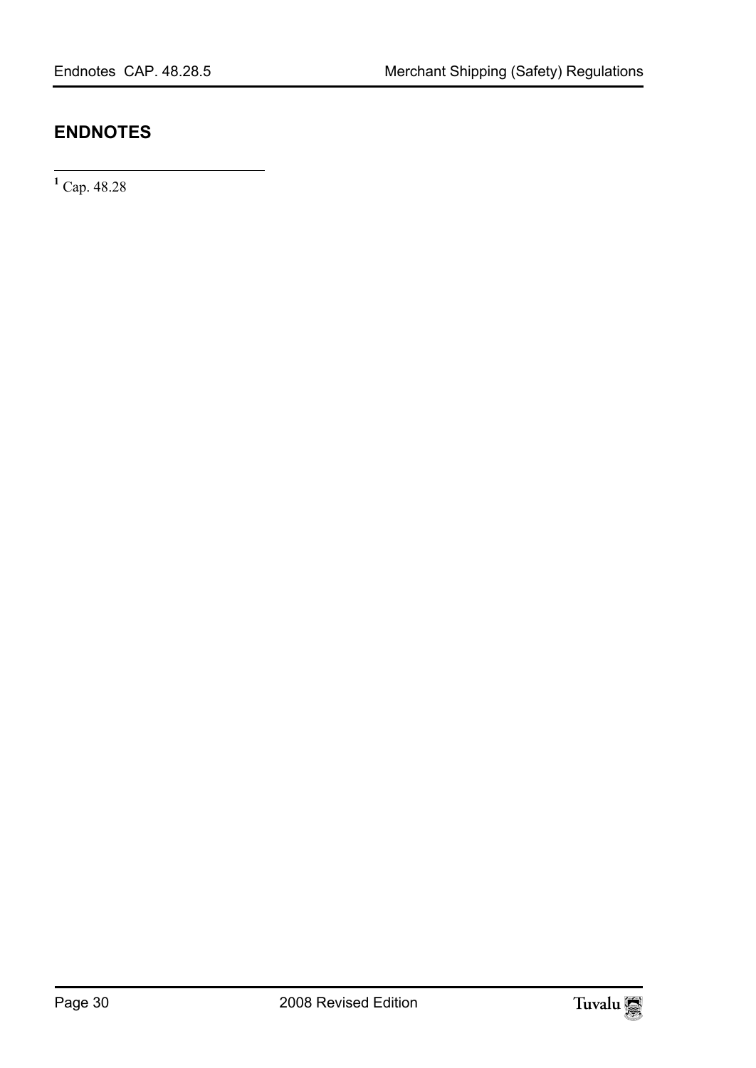## ENDNOTES

[1] Cap. 48.28